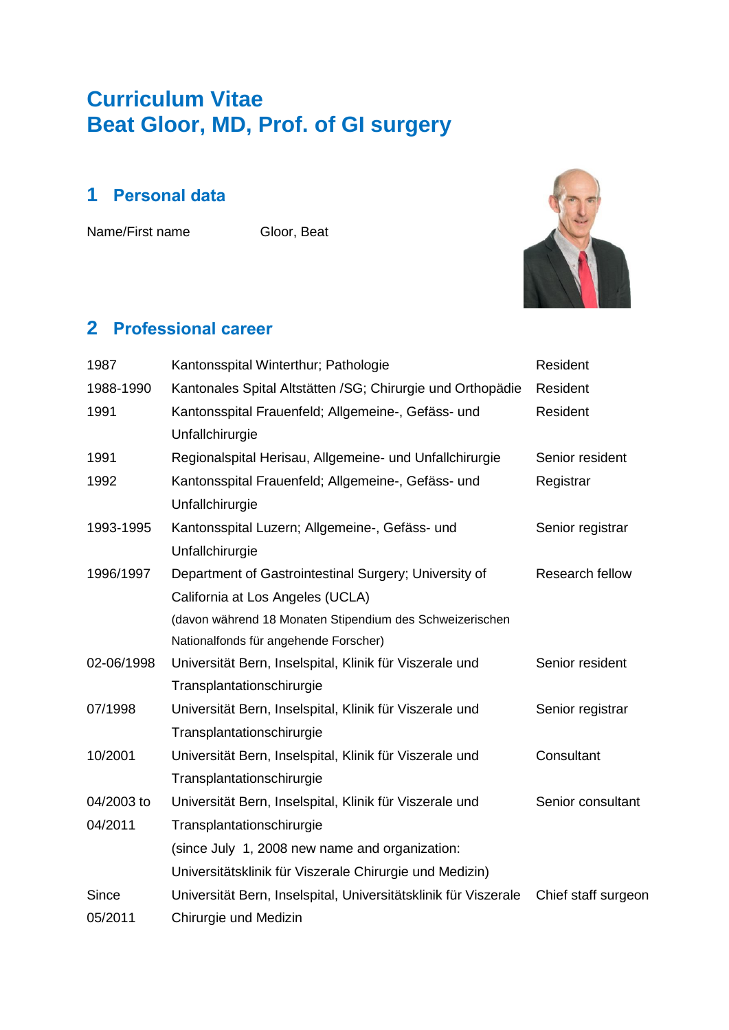# Curriculum Vitae
# Beat Gloor, MD, Prof. of GI surgery

## 1 Personal data

Name/First name Gloor, Beat

## 2 Professional career

| | | |
|---|---|---|
| 1987 | Kantonsspital Winterthur; Pathologie | Resident |
| 1988-1990 | Kantonales Spital Altstätten /SG; Chirurgie und Orthopädie | Resident |
| 1991 | Kantonsspital Frauenfeld; Allgemeine-, Gefäss- und Unfallchirurgie | Resident |
| 1991 | Regionalspital Herisau, Allgemeine- und Unfallchirurgie | Senior resident |
| 1992 | Kantonsspital Frauenfeld; Allgemeine-, Gefäss- und Unfallchirurgie | Registrar |
| 1993-1995 | Kantonsspital Luzern; Allgemeine-, Gefäss- und Unfallchirurgie | Senior registrar |
| 1996/1997 | Department of Gastrointestinal Surgery; University of California at Los Angeles (UCLA) (davon während 18 Monaten Stipendium des Schweizerischen Nationalfonds für angehende Forscher) | Research fellow |
| 02-06/1998 | Universität Bern, Inselspital, Klinik für Viszerale und Transplantationschirurgie | Senior resident |
| 07/1998 | Universität Bern, Inselspital, Klinik für Viszerale und Transplantationschirurgie | Senior registrar |
| 10/2001 | Universität Bern, Inselspital, Klinik für Viszerale und Transplantationschirurgie | Consultant |
| 04/2003 to 04/2011 | Universität Bern, Inselspital, Klinik für Viszerale und Transplantationschirurgie (since July 1, 2008 new name and organization: Universitätsklinik für Viszerale Chirurgie und Medizin) | Senior consultant |
| Since 05/2011 | Universität Bern, Inselspital, Universitätsklinik für Viszerale Chirurgie und Medizin | Chief staff surgeon |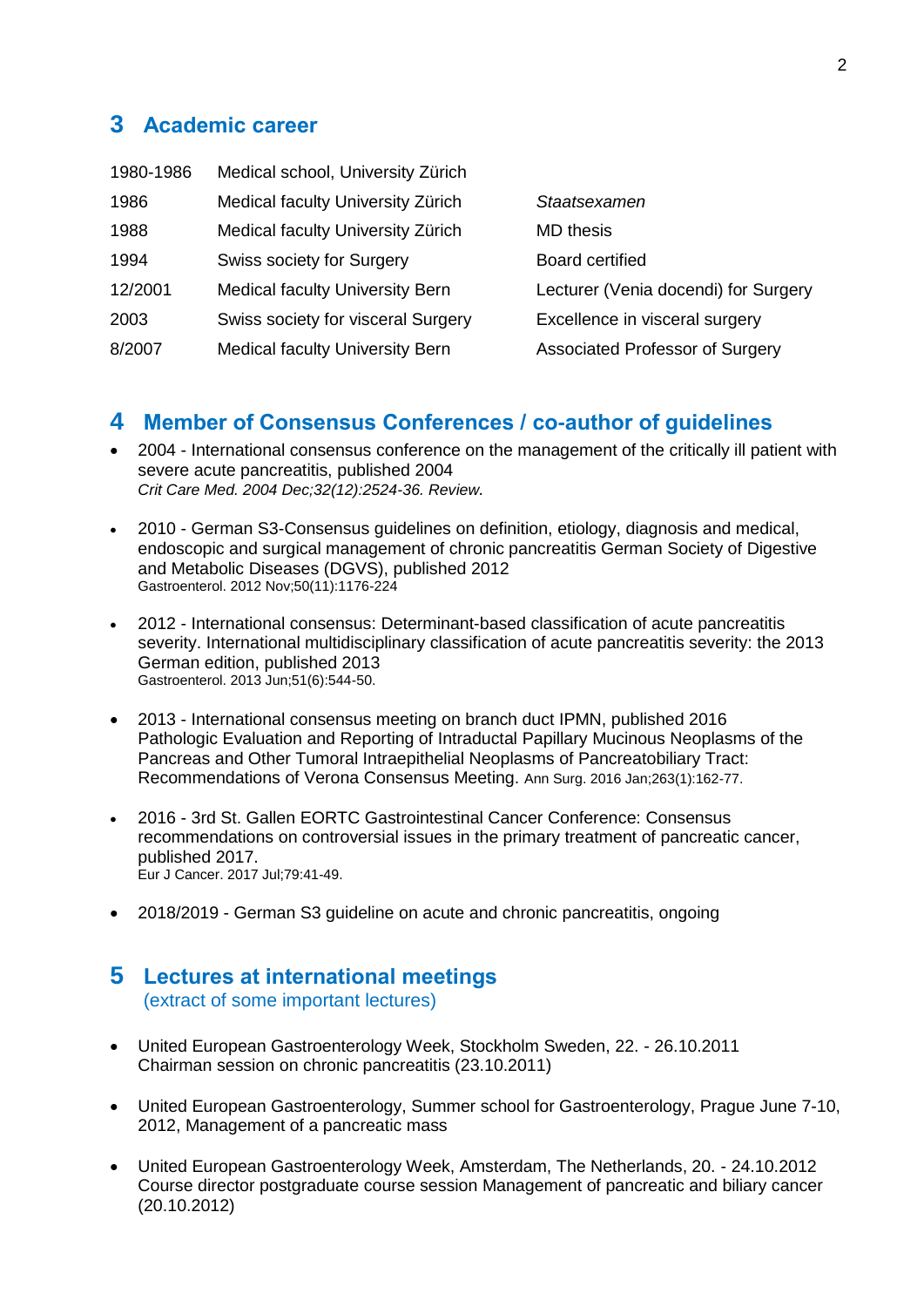## 3 Academic career

| | | |
|---|---|---|
| 1980-1986 | Medical school, University Zürich | |
| 1986 | Medical faculty University Zürich | *Staatsexamen* |
| 1988 | Medical faculty University Zürich | MD thesis |
| 1994 | Swiss society for Surgery | Board certified |
| 12/2001 | Medical faculty University Bern | Lecturer (Venia docendi) for Surgery |
| 2003 | Swiss society for visceral Surgery | Excellence in visceral surgery |
| 8/2007 | Medical faculty University Bern | Associated Professor of Surgery |

## 4 Member of Consensus Conferences / co-author of guidelines

- 2004 - International consensus conference on the management of the critically ill patient with severe acute pancreatitis, published 2004
  *Crit Care Med. 2004 Dec;32(12):2524-36. Review.*
- 2010 - German S3-Consensus guidelines on definition, etiology, diagnosis and medical, endoscopic and surgical management of chronic pancreatitis German Society of Digestive and Metabolic Diseases (DGVS), published 2012
  Gastroenterol. 2012 Nov;50(11):1176-224
- 2012 - International consensus: Determinant-based classification of acute pancreatitis severity. International multidisciplinary classification of acute pancreatitis severity: the 2013 German edition, published 2013
  Gastroenterol. 2013 Jun;51(6):544-50.
- 2013 - International consensus meeting on branch duct IPMN, published 2016
  Pathologic Evaluation and Reporting of Intraductal Papillary Mucinous Neoplasms of the Pancreas and Other Tumoral Intraepithelial Neoplasms of Pancreatobiliary Tract: Recommendations of Verona Consensus Meeting. Ann Surg. 2016 Jan;263(1):162-77.
- 2016 - 3rd St. Gallen EORTC Gastrointestinal Cancer Conference: Consensus recommendations on controversial issues in the primary treatment of pancreatic cancer, published 2017.
  Eur J Cancer. 2017 Jul;79:41-49.
- 2018/2019 - German S3 guideline on acute and chronic pancreatitis, ongoing

## 5 Lectures at international meetings

(extract of some important lectures)

- United European Gastroenterology Week, Stockholm Sweden, 22. - 26.10.2011
  Chairman session on chronic pancreatitis (23.10.2011)
- United European Gastroenterology, Summer school for Gastroenterology, Prague June 7-10, 2012, Management of a pancreatic mass
- United European Gastroenterology Week, Amsterdam, The Netherlands, 20. - 24.10.2012
  Course director postgraduate course session Management of pancreatic and biliary cancer (20.10.2012)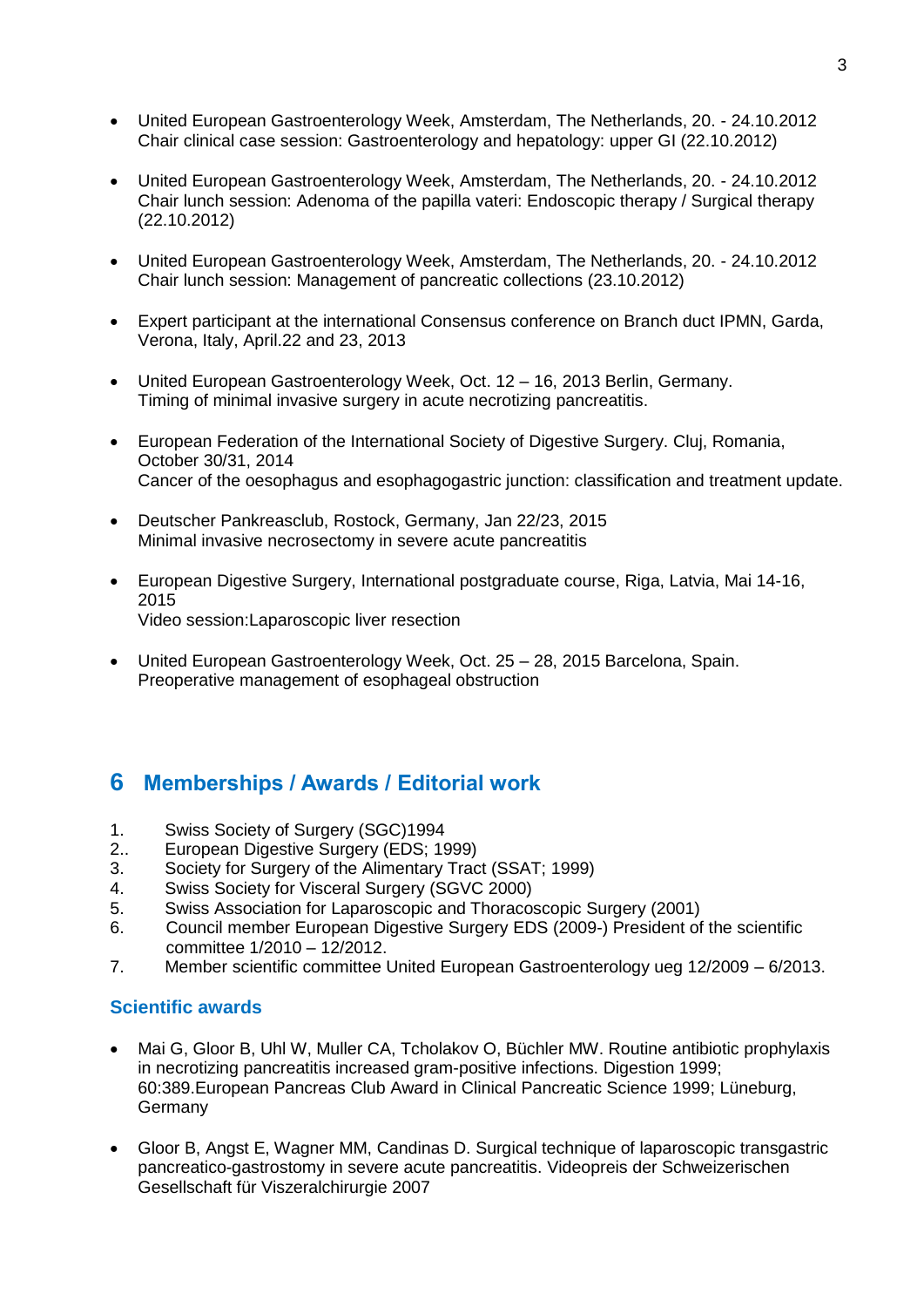- United European Gastroenterology Week, Amsterdam, The Netherlands, 20. - 24.10.2012
  Chair clinical case session: Gastroenterology and hepatology: upper GI (22.10.2012)

- United European Gastroenterology Week, Amsterdam, The Netherlands, 20. - 24.10.2012
  Chair lunch session: Adenoma of the papilla vateri: Endoscopic therapy / Surgical therapy (22.10.2012)

- United European Gastroenterology Week, Amsterdam, The Netherlands, 20. - 24.10.2012
  Chair lunch session: Management of pancreatic collections (23.10.2012)

- Expert participant at the international Consensus conference on Branch duct IPMN, Garda, Verona, Italy, April.22 and 23, 2013

- United European Gastroenterology Week, Oct. 12 – 16, 2013 Berlin, Germany.
  Timing of minimal invasive surgery in acute necrotizing pancreatitis.

- European Federation of the International Society of Digestive Surgery. Cluj, Romania, October 30/31, 2014
  Cancer of the oesophagus and esophagogastric junction: classification and treatment update.

- Deutscher Pankreasclub, Rostock, Germany, Jan 22/23, 2015
  Minimal invasive necrosectomy in severe acute pancreatitis

- European Digestive Surgery, International postgraduate course, Riga, Latvia, Mai 14-16, 2015
  Video session:Laparoscopic liver resection

- United European Gastroenterology Week, Oct. 25 – 28, 2015 Barcelona, Spain.
  Preoperative management of esophageal obstruction

## 6 Memberships / Awards / Editorial work

1. Swiss Society of Surgery (SGC)1994
2.. European Digestive Surgery (EDS; 1999)
3. Society for Surgery of the Alimentary Tract (SSAT; 1999)
4. Swiss Society for Visceral Surgery (SGVC 2000)
5. Swiss Association for Laparoscopic and Thoracoscopic Surgery (2001)
6. Council member European Digestive Surgery EDS (2009-) President of the scientific committee 1/2010 – 12/2012.
7. Member scientific committee United European Gastroenterology ueg 12/2009 – 6/2013.

### Scientific awards

- Mai G, Gloor B, Uhl W, Muller CA, Tcholakov O, Büchler MW. Routine antibiotic prophylaxis in necrotizing pancreatitis increased gram-positive infections. Digestion 1999; 60:389.European Pancreas Club Award in Clinical Pancreatic Science 1999; Lüneburg, Germany

- Gloor B, Angst E, Wagner MM, Candinas D. Surgical technique of laparoscopic transgastric pancreatico-gastrostomy in severe acute pancreatitis. Videopreis der Schweizerischen Gesellschaft für Viszeralchirurgie 2007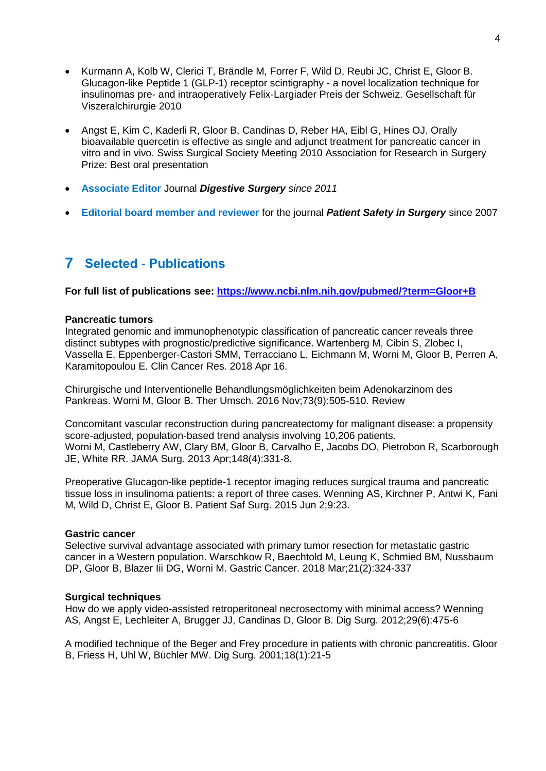- Kurmann A, Kolb W, Clerici T, Brändle M, Forrer F, Wild D, Reubi JC, Christ E, Gloor B. Glucagon-like Peptide 1 (GLP-1) receptor scintigraphy - a novel localization technique for insulinomas pre- and intraoperatively Felix-Largiader Preis der Schweiz. Gesellschaft für Viszeralchirurgie 2010

- Angst E, Kim C, Kaderli R, Gloor B, Candinas D, Reber HA, Eibl G, Hines OJ. Orally bioavailable quercetin is effective as single and adjunct treatment for pancreatic cancer in vitro and in vivo. Swiss Surgical Society Meeting 2010 Association for Research in Surgery Prize: Best oral presentation

- **Associate Editor** Journal ***Digestive Surgery*** *since 2011*

- **Editorial board member and reviewer** for the journal ***Patient Safety in Surgery*** since 2007

## 7 Selected - Publications

**For full list of publications see: https://www.ncbi.nlm.nih.gov/pubmed/?term=Gloor+B**

**Pancreatic tumors**
Integrated genomic and immunophenotypic classification of pancreatic cancer reveals three distinct subtypes with prognostic/predictive significance. Wartenberg M, Cibin S, Zlobec I, Vassella E, Eppenberger-Castori SMM, Terracciano L, Eichmann M, Worni M, Gloor B, Perren A, Karamitopoulou E. Clin Cancer Res. 2018 Apr 16.

Chirurgische und Interventionelle Behandlungsmöglichkeiten beim Adenokarzinom des Pankreas. Worni M, Gloor B. Ther Umsch. 2016 Nov;73(9):505-510. Review

Concomitant vascular reconstruction during pancreatectomy for malignant disease: a propensity score-adjusted, population-based trend analysis involving 10,206 patients.
Worni M, Castleberry AW, Clary BM, Gloor B, Carvalho E, Jacobs DO, Pietrobon R, Scarborough JE, White RR. JAMA Surg. 2013 Apr;148(4):331-8.

Preoperative Glucagon-like peptide-1 receptor imaging reduces surgical trauma and pancreatic tissue loss in insulinoma patients: a report of three cases. Wenning AS, Kirchner P, Antwi K, Fani M, Wild D, Christ E, Gloor B. Patient Saf Surg. 2015 Jun 2;9:23.

**Gastric cancer**
Selective survival advantage associated with primary tumor resection for metastatic gastric cancer in a Western population. Warschkow R, Baechtold M, Leung K, Schmied BM, Nussbaum DP, Gloor B, Blazer Iii DG, Worni M. Gastric Cancer. 2018 Mar;21(2):324-337

**Surgical techniques**
How do we apply video-assisted retroperitoneal necrosectomy with minimal access? Wenning AS, Angst E, Lechleiter A, Brugger JJ, Candinas D, Gloor B. Dig Surg. 2012;29(6):475-6

A modified technique of the Beger and Frey procedure in patients with chronic pancreatitis. Gloor B, Friess H, Uhl W, Büchler MW. Dig Surg. 2001;18(1):21-5